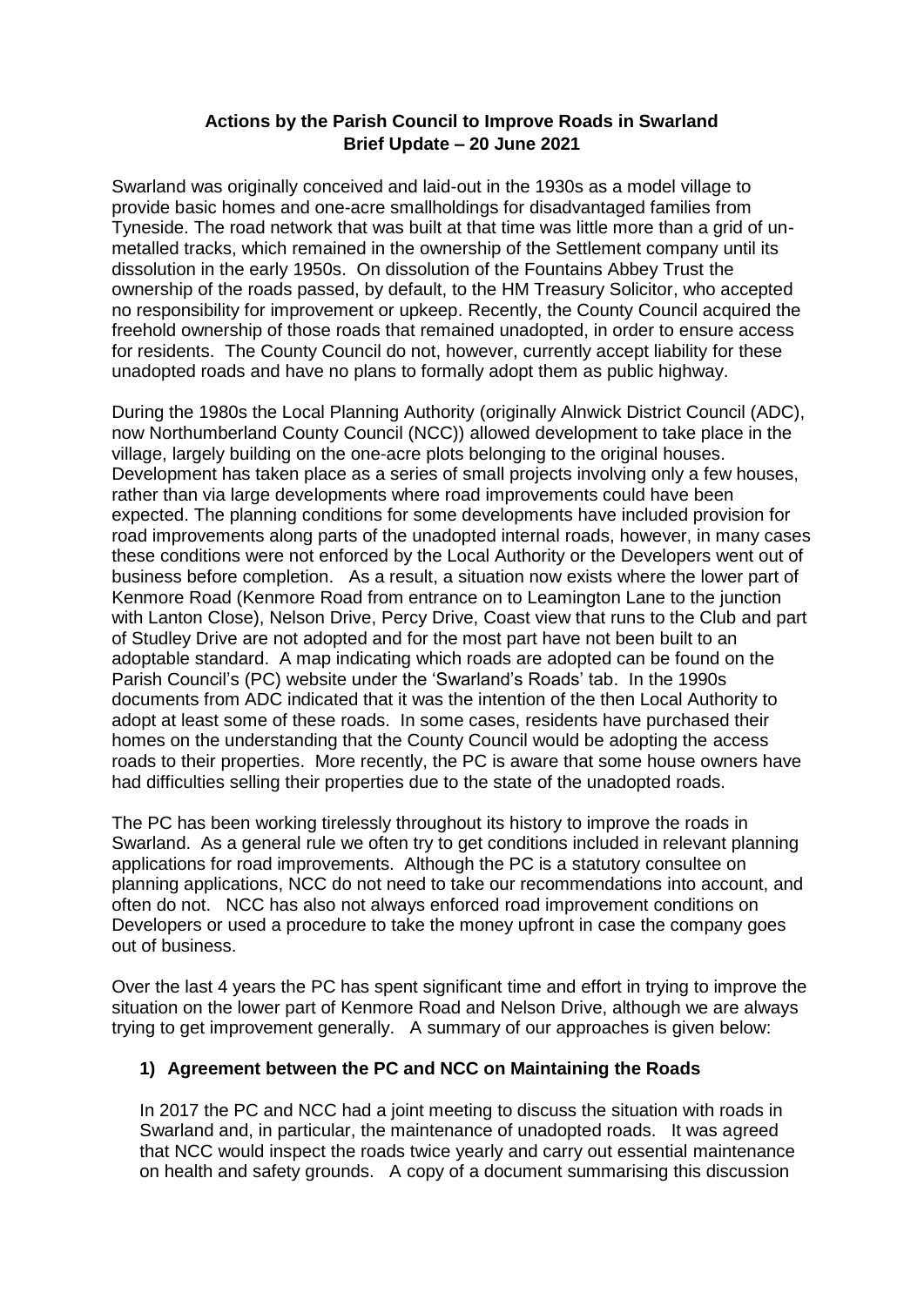**Actions by the Parish Council to Improve Roads in Swarland**
**Brief Update – 20 June 2021**

Swarland was originally conceived and laid-out in the 1930s as a model village to provide basic homes and one-acre smallholdings for disadvantaged families from Tyneside. The road network that was built at that time was little more than a grid of un-metalled tracks, which remained in the ownership of the Settlement company until its dissolution in the early 1950s. On dissolution of the Fountains Abbey Trust the ownership of the roads passed, by default, to the HM Treasury Solicitor, who accepted no responsibility for improvement or upkeep. Recently, the County Council acquired the freehold ownership of those roads that remained unadopted, in order to ensure access for residents. The County Council do not, however, currently accept liability for these unadopted roads and have no plans to formally adopt them as public highway.

During the 1980s the Local Planning Authority (originally Alnwick District Council (ADC), now Northumberland County Council (NCC)) allowed development to take place in the village, largely building on the one-acre plots belonging to the original houses. Development has taken place as a series of small projects involving only a few houses, rather than via large developments where road improvements could have been expected. The planning conditions for some developments have included provision for road improvements along parts of the unadopted internal roads, however, in many cases these conditions were not enforced by the Local Authority or the Developers went out of business before completion. As a result, a situation now exists where the lower part of Kenmore Road (Kenmore Road from entrance on to Leamington Lane to the junction with Lanton Close), Nelson Drive, Percy Drive, Coast view that runs to the Club and part of Studley Drive are not adopted and for the most part have not been built to an adoptable standard. A map indicating which roads are adopted can be found on the Parish Council's (PC) website under the 'Swarland's Roads' tab. In the 1990s documents from ADC indicated that it was the intention of the then Local Authority to adopt at least some of these roads. In some cases, residents have purchased their homes on the understanding that the County Council would be adopting the access roads to their properties. More recently, the PC is aware that some house owners have had difficulties selling their properties due to the state of the unadopted roads.

The PC has been working tirelessly throughout its history to improve the roads in Swarland. As a general rule we often try to get conditions included in relevant planning applications for road improvements. Although the PC is a statutory consultee on planning applications, NCC do not need to take our recommendations into account, and often do not. NCC has also not always enforced road improvement conditions on Developers or used a procedure to take the money upfront in case the company goes out of business.

Over the last 4 years the PC has spent significant time and effort in trying to improve the situation on the lower part of Kenmore Road and Nelson Drive, although we are always trying to get improvement generally. A summary of our approaches is given below:

**1) Agreement between the PC and NCC on Maintaining the Roads**

In 2017 the PC and NCC had a joint meeting to discuss the situation with roads in Swarland and, in particular, the maintenance of unadopted roads. It was agreed that NCC would inspect the roads twice yearly and carry out essential maintenance on health and safety grounds. A copy of a document summarising this discussion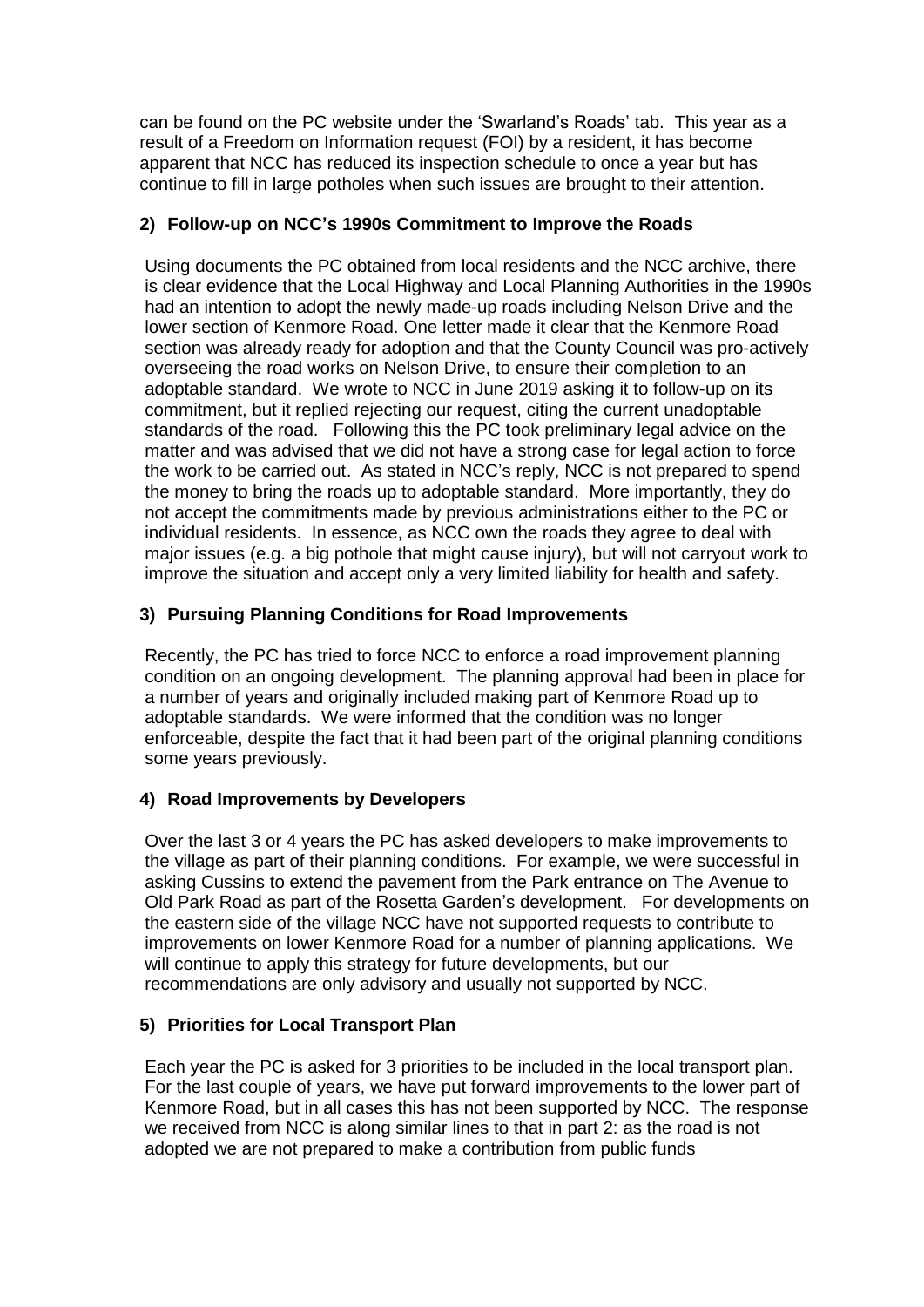can be found on the PC website under the 'Swarland's Roads' tab. This year as a result of a Freedom on Information request (FOI) by a resident, it has become apparent that NCC has reduced its inspection schedule to once a year but has continue to fill in large potholes when such issues are brought to their attention.

### 2) Follow-up on NCC's 1990s Commitment to Improve the Roads

Using documents the PC obtained from local residents and the NCC archive, there is clear evidence that the Local Highway and Local Planning Authorities in the 1990s had an intention to adopt the newly made-up roads including Nelson Drive and the lower section of Kenmore Road. One letter made it clear that the Kenmore Road section was already ready for adoption and that the County Council was pro-actively overseeing the road works on Nelson Drive, to ensure their completion to an adoptable standard. We wrote to NCC in June 2019 asking it to follow-up on its commitment, but it replied rejecting our request, citing the current unadoptable standards of the road. Following this the PC took preliminary legal advice on the matter and was advised that we did not have a strong case for legal action to force the work to be carried out. As stated in NCC's reply, NCC is not prepared to spend the money to bring the roads up to adoptable standard. More importantly, they do not accept the commitments made by previous administrations either to the PC or individual residents. In essence, as NCC own the roads they agree to deal with major issues (e.g. a big pothole that might cause injury), but will not carryout work to improve the situation and accept only a very limited liability for health and safety.

### 3) Pursuing Planning Conditions for Road Improvements

Recently, the PC has tried to force NCC to enforce a road improvement planning condition on an ongoing development. The planning approval had been in place for a number of years and originally included making part of Kenmore Road up to adoptable standards. We were informed that the condition was no longer enforceable, despite the fact that it had been part of the original planning conditions some years previously.

### 4) Road Improvements by Developers

Over the last 3 or 4 years the PC has asked developers to make improvements to the village as part of their planning conditions. For example, we were successful in asking Cussins to extend the pavement from the Park entrance on The Avenue to Old Park Road as part of the Rosetta Garden's development. For developments on the eastern side of the village NCC have not supported requests to contribute to improvements on lower Kenmore Road for a number of planning applications. We will continue to apply this strategy for future developments, but our recommendations are only advisory and usually not supported by NCC.

### 5) Priorities for Local Transport Plan

Each year the PC is asked for 3 priorities to be included in the local transport plan. For the last couple of years, we have put forward improvements to the lower part of Kenmore Road, but in all cases this has not been supported by NCC. The response we received from NCC is along similar lines to that in part 2: as the road is not adopted we are not prepared to make a contribution from public funds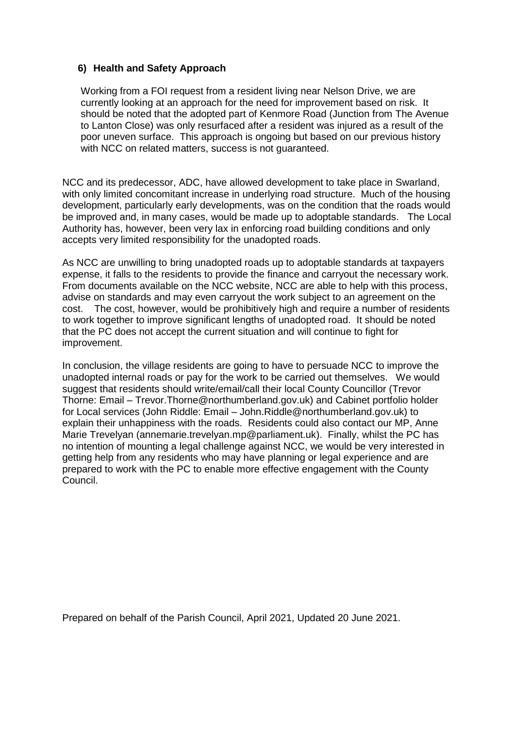## 6) Health and Safety Approach

Working from a FOI request from a resident living near Nelson Drive, we are currently looking at an approach for the need for improvement based on risk. It should be noted that the adopted part of Kenmore Road (Junction from The Avenue to Lanton Close) was only resurfaced after a resident was injured as a result of the poor uneven surface. This approach is ongoing but based on our previous history with NCC on related matters, success is not guaranteed.

NCC and its predecessor, ADC, have allowed development to take place in Swarland, with only limited concomitant increase in underlying road structure. Much of the housing development, particularly early developments, was on the condition that the roads would be improved and, in many cases, would be made up to adoptable standards. The Local Authority has, however, been very lax in enforcing road building conditions and only accepts very limited responsibility for the unadopted roads.

As NCC are unwilling to bring unadopted roads up to adoptable standards at taxpayers expense, it falls to the residents to provide the finance and carryout the necessary work. From documents available on the NCC website, NCC are able to help with this process, advise on standards and may even carryout the work subject to an agreement on the cost. The cost, however, would be prohibitively high and require a number of residents to work together to improve significant lengths of unadopted road. It should be noted that the PC does not accept the current situation and will continue to fight for improvement.

In conclusion, the village residents are going to have to persuade NCC to improve the unadopted internal roads or pay for the work to be carried out themselves. We would suggest that residents should write/email/call their local County Councillor (Trevor Thorne: Email – Trevor.Thorne@northumberland.gov.uk) and Cabinet portfolio holder for Local services (John Riddle: Email – John.Riddle@northumberland.gov.uk) to explain their unhappiness with the roads. Residents could also contact our MP, Anne Marie Trevelyan (annemarie.trevelyan.mp@parliament.uk). Finally, whilst the PC has no intention of mounting a legal challenge against NCC, we would be very interested in getting help from any residents who may have planning or legal experience and are prepared to work with the PC to enable more effective engagement with the County Council.

Prepared on behalf of the Parish Council, April 2021, Updated 20 June 2021.